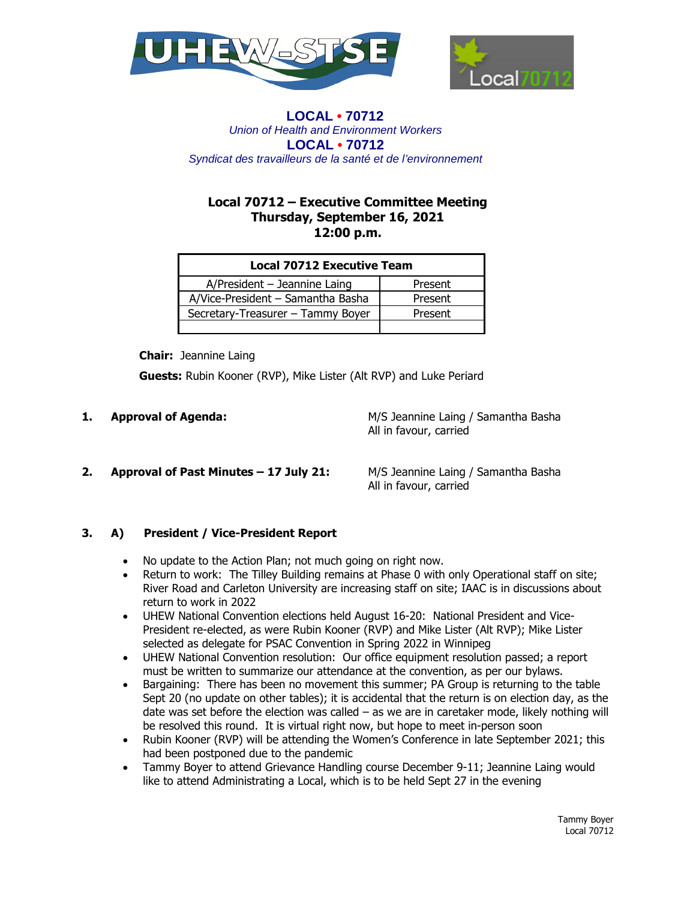**LOCAL • 70712**
*Union of Health and Environment Workers*
**LOCAL • 70712**
*Syndicat des travailleurs de la santé et de l'environnement*

# Local 70712 – Executive Committee Meeting
## Thursday, September 16, 2021
## 12:00 p.m.

| Local 70712 Executive Team | |
|---|---|
| A/President – Jeannine Laing | Present |
| A/Vice-President – Samantha Basha | Present |
| Secretary-Treasurer – Tammy Boyer | Present |
| | |

**Chair:** Jeannine Laing

**Guests:** Rubin Kooner (RVP), Mike Lister (Alt RVP) and Luke Periard

**1. Approval of Agenda:** M/S Jeannine Laing / Samantha Basha
All in favour, carried

**2. Approval of Past Minutes – 17 July 21:** M/S Jeannine Laing / Samantha Basha
All in favour, carried

**3. A) President / Vice-President Report**

- No update to the Action Plan; not much going on right now.
- Return to work: The Tilley Building remains at Phase 0 with only Operational staff on site; River Road and Carleton University are increasing staff on site; IAAC is in discussions about return to work in 2022
- UHEW National Convention elections held August 16-20: National President and Vice-President re-elected, as were Rubin Kooner (RVP) and Mike Lister (Alt RVP); Mike Lister selected as delegate for PSAC Convention in Spring 2022 in Winnipeg
- UHEW National Convention resolution: Our office equipment resolution passed; a report must be written to summarize our attendance at the convention, as per our bylaws.
- Bargaining: There has been no movement this summer; PA Group is returning to the table Sept 20 (no update on other tables); it is accidental that the return is on election day, as the date was set before the election was called – as we are in caretaker mode, likely nothing will be resolved this round. It is virtual right now, but hope to meet in-person soon
- Rubin Kooner (RVP) will be attending the Women's Conference in late September 2021; this had been postponed due to the pandemic
- Tammy Boyer to attend Grievance Handling course December 9-11; Jeannine Laing would like to attend Administrating a Local, which is to be held Sept 27 in the evening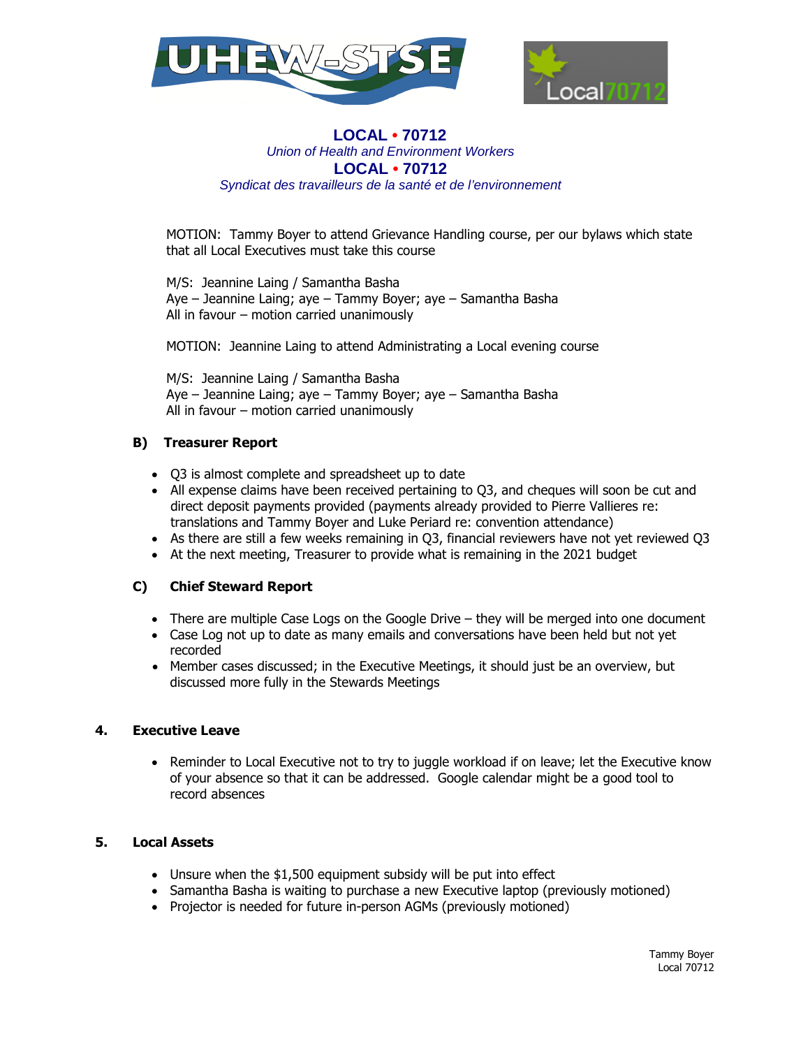**LOCAL • 70712**
*Union of Health and Environment Workers*
**LOCAL • 70712**
*Syndicat des travailleurs de la santé et de l'environnement*

MOTION: Tammy Boyer to attend Grievance Handling course, per our bylaws which state that all Local Executives must take this course

M/S: Jeannine Laing / Samantha Basha
Aye – Jeannine Laing; aye – Tammy Boyer; aye – Samantha Basha
All in favour – motion carried unanimously

MOTION: Jeannine Laing to attend Administrating a Local evening course

M/S: Jeannine Laing / Samantha Basha
Aye – Jeannine Laing; aye – Tammy Boyer; aye – Samantha Basha
All in favour – motion carried unanimously

### B) Treasurer Report

- Q3 is almost complete and spreadsheet up to date
- All expense claims have been received pertaining to Q3, and cheques will soon be cut and direct deposit payments provided (payments already provided to Pierre Vallieres re: translations and Tammy Boyer and Luke Periard re: convention attendance)
- As there are still a few weeks remaining in Q3, financial reviewers have not yet reviewed Q3
- At the next meeting, Treasurer to provide what is remaining in the 2021 budget

### C) Chief Steward Report

- There are multiple Case Logs on the Google Drive – they will be merged into one document
- Case Log not up to date as many emails and conversations have been held but not yet recorded
- Member cases discussed; in the Executive Meetings, it should just be an overview, but discussed more fully in the Stewards Meetings

## 4. Executive Leave

- Reminder to Local Executive not to try to juggle workload if on leave; let the Executive know of your absence so that it can be addressed. Google calendar might be a good tool to record absences

## 5. Local Assets

- Unsure when the $1,500 equipment subsidy will be put into effect
- Samantha Basha is waiting to purchase a new Executive laptop (previously motioned)
- Projector is needed for future in-person AGMs (previously motioned)

Tammy Boyer
Local 70712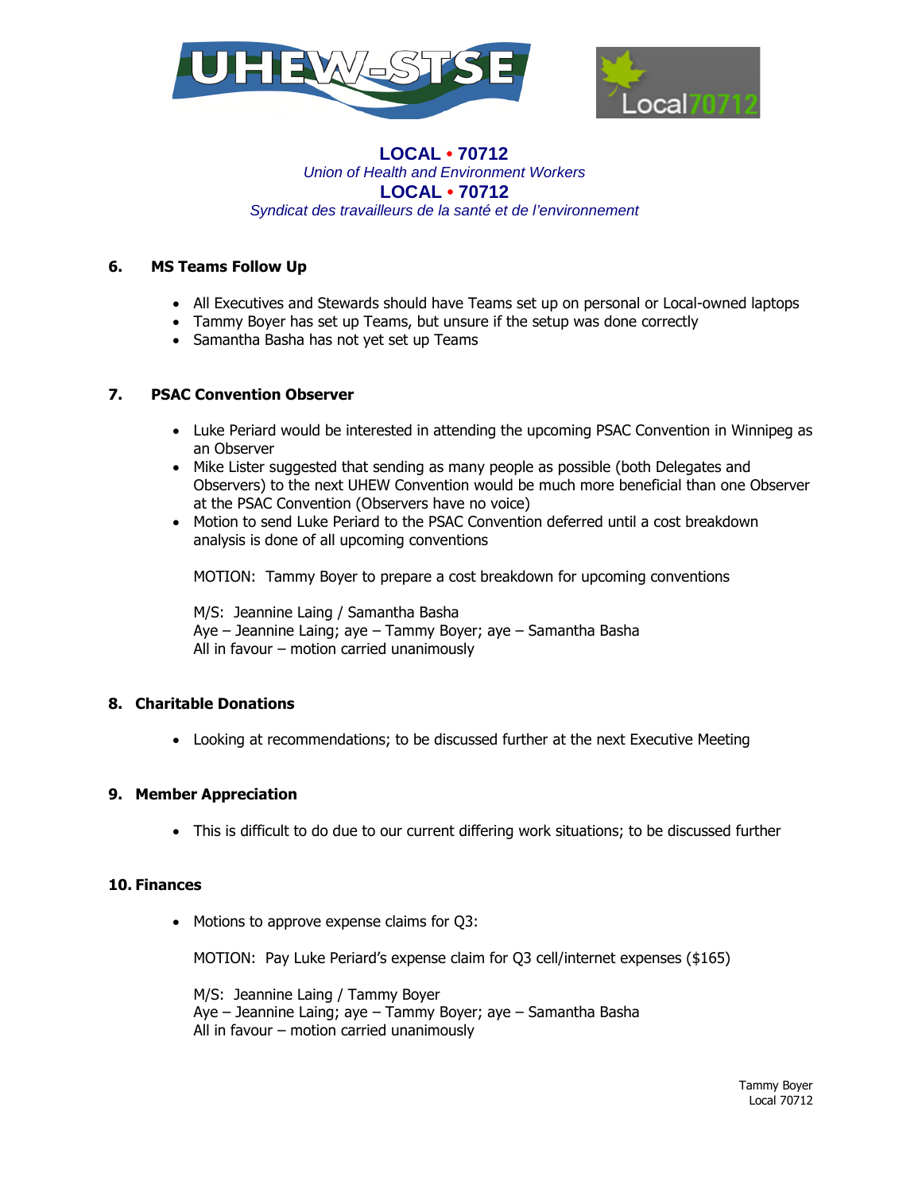**LOCAL • 70712**
*Union of Health and Environment Workers*
**LOCAL • 70712**
*Syndicat des travailleurs de la santé et de l'environnement*

### 6. MS Teams Follow Up

- All Executives and Stewards should have Teams set up on personal or Local-owned laptops
- Tammy Boyer has set up Teams, but unsure if the setup was done correctly
- Samantha Basha has not yet set up Teams

### 7. PSAC Convention Observer

- Luke Periard would be interested in attending the upcoming PSAC Convention in Winnipeg as an Observer
- Mike Lister suggested that sending as many people as possible (both Delegates and Observers) to the next UHEW Convention would be much more beneficial than one Observer at the PSAC Convention (Observers have no voice)
- Motion to send Luke Periard to the PSAC Convention deferred until a cost breakdown analysis is done of all upcoming conventions

  MOTION: Tammy Boyer to prepare a cost breakdown for upcoming conventions

  M/S: Jeannine Laing / Samantha Basha
  Aye – Jeannine Laing; aye – Tammy Boyer; aye – Samantha Basha
  All in favour – motion carried unanimously

### 8. Charitable Donations

- Looking at recommendations; to be discussed further at the next Executive Meeting

### 9. Member Appreciation

- This is difficult to do due to our current differing work situations; to be discussed further

### 10. Finances

- Motions to approve expense claims for Q3:

  MOTION: Pay Luke Periard's expense claim for Q3 cell/internet expenses ($165)

  M/S: Jeannine Laing / Tammy Boyer
  Aye – Jeannine Laing; aye – Tammy Boyer; aye – Samantha Basha
  All in favour – motion carried unanimously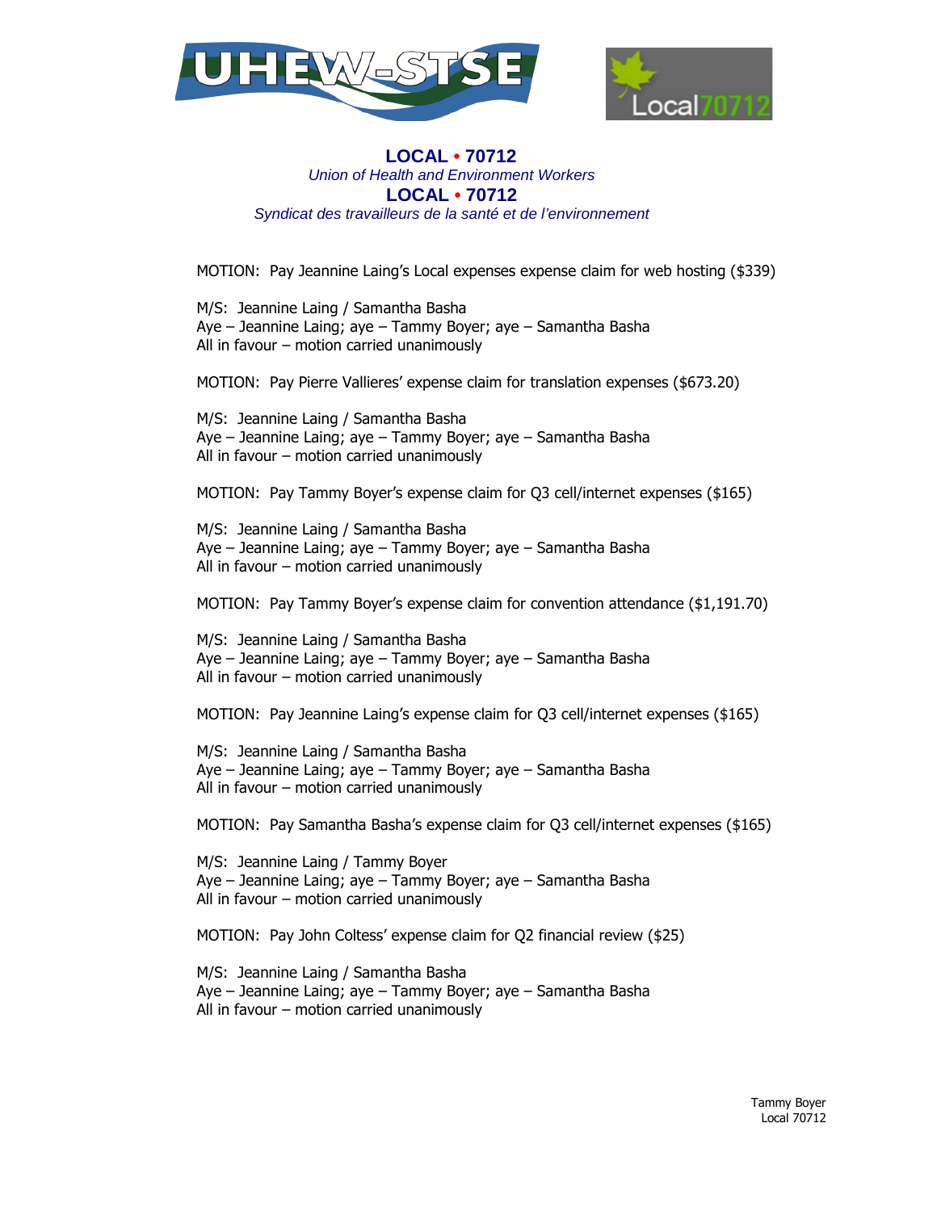**LOCAL • 70712**
*Union of Health and Environment Workers*
**LOCAL • 70712**
*Syndicat des travailleurs de la santé et de l'environnement*

MOTION: Pay Jeannine Laing's Local expenses expense claim for web hosting ($339)

M/S: Jeannine Laing / Samantha Basha
Aye – Jeannine Laing; aye – Tammy Boyer; aye – Samantha Basha
All in favour – motion carried unanimously

MOTION: Pay Pierre Vallieres' expense claim for translation expenses ($673.20)

M/S: Jeannine Laing / Samantha Basha
Aye – Jeannine Laing; aye – Tammy Boyer; aye – Samantha Basha
All in favour – motion carried unanimously

MOTION: Pay Tammy Boyer's expense claim for Q3 cell/internet expenses ($165)

M/S: Jeannine Laing / Samantha Basha
Aye – Jeannine Laing; aye – Tammy Boyer; aye – Samantha Basha
All in favour – motion carried unanimously

MOTION: Pay Tammy Boyer's expense claim for convention attendance ($1,191.70)

M/S: Jeannine Laing / Samantha Basha
Aye – Jeannine Laing; aye – Tammy Boyer; aye – Samantha Basha
All in favour – motion carried unanimously

MOTION: Pay Jeannine Laing's expense claim for Q3 cell/internet expenses ($165)

M/S: Jeannine Laing / Samantha Basha
Aye – Jeannine Laing; aye – Tammy Boyer; aye – Samantha Basha
All in favour – motion carried unanimously

MOTION: Pay Samantha Basha's expense claim for Q3 cell/internet expenses ($165)

M/S: Jeannine Laing / Tammy Boyer
Aye – Jeannine Laing; aye – Tammy Boyer; aye – Samantha Basha
All in favour – motion carried unanimously

MOTION: Pay John Coltess' expense claim for Q2 financial review ($25)

M/S: Jeannine Laing / Samantha Basha
Aye – Jeannine Laing; aye – Tammy Boyer; aye – Samantha Basha
All in favour – motion carried unanimously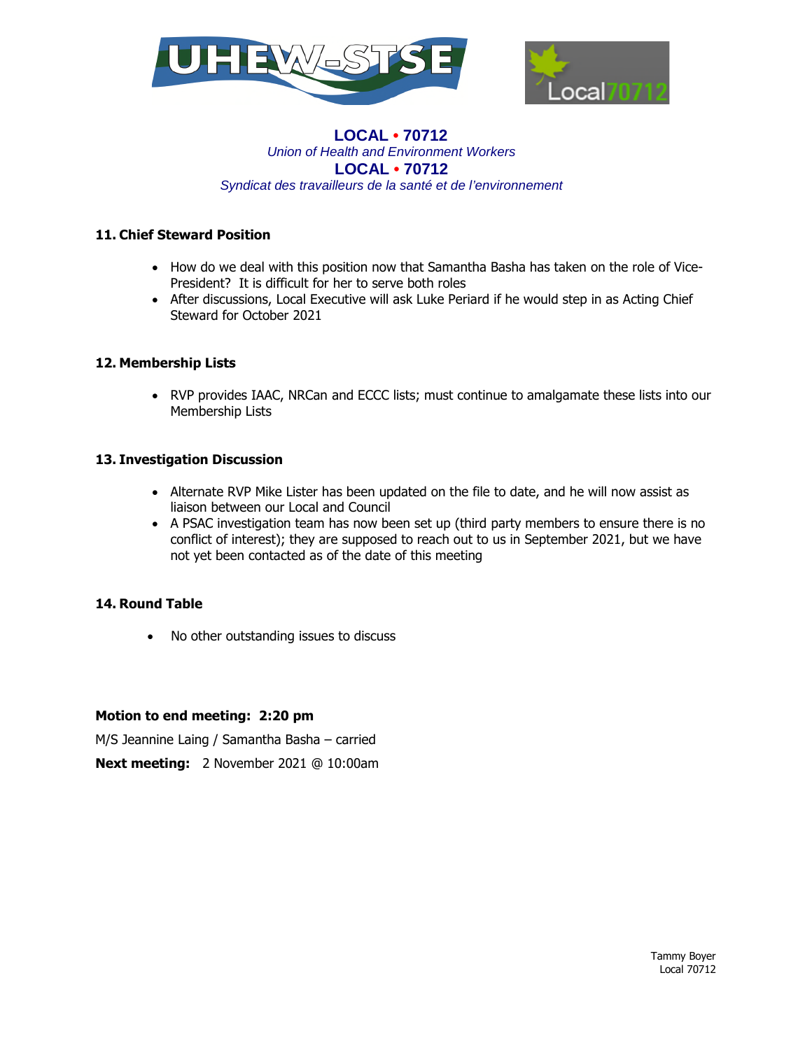**LOCAL • 70712**
*Union of Health and Environment Workers*
**LOCAL • 70712**
*Syndicat des travailleurs de la santé et de l'environnement*

### 11. Chief Steward Position

- How do we deal with this position now that Samantha Basha has taken on the role of Vice-President? It is difficult for her to serve both roles
- After discussions, Local Executive will ask Luke Periard if he would step in as Acting Chief Steward for October 2021

### 12. Membership Lists

- RVP provides IAAC, NRCan and ECCC lists; must continue to amalgamate these lists into our Membership Lists

### 13. Investigation Discussion

- Alternate RVP Mike Lister has been updated on the file to date, and he will now assist as liaison between our Local and Council
- A PSAC investigation team has now been set up (third party members to ensure there is no conflict of interest); they are supposed to reach out to us in September 2021, but we have not yet been contacted as of the date of this meeting

### 14. Round Table

- No other outstanding issues to discuss

**Motion to end meeting: 2:20 pm**

M/S Jeannine Laing / Samantha Basha – carried

**Next meeting:** 2 November 2021 @ 10:00am

Tammy Boyer
Local 70712